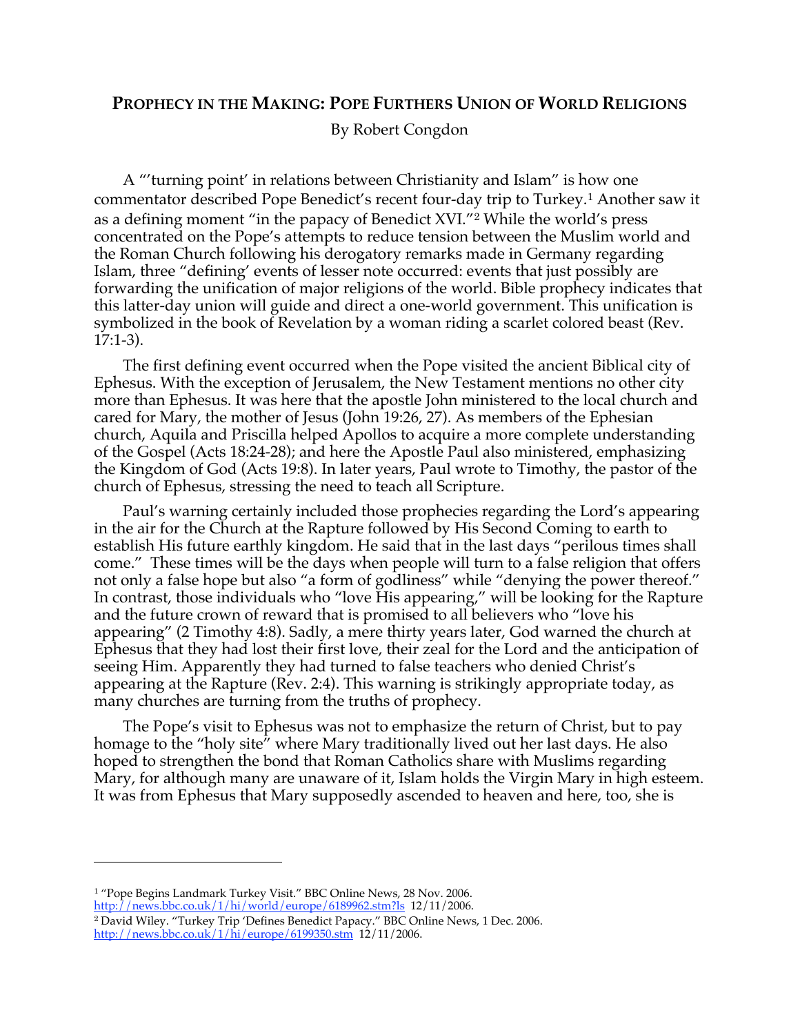# Prophecy in the Making: Pope Furthers Union of World Religions

By Robert Congdon

A "'turning point' in relations between Christianity and Islam" is how one commentator described Pope Benedict's recent four-day trip to Turkey.[1] Another saw it as a defining moment "in the papacy of Benedict XVI."[2] While the world's press concentrated on the Pope's attempts to reduce tension between the Muslim world and the Roman Church following his derogatory remarks made in Germany regarding Islam, three "defining' events of lesser note occurred: events that just possibly are forwarding the unification of major religions of the world. Bible prophecy indicates that this latter-day union will guide and direct a one-world government. This unification is symbolized in the book of Revelation by a woman riding a scarlet colored beast (Rev. 17:1-3).

The first defining event occurred when the Pope visited the ancient Biblical city of Ephesus. With the exception of Jerusalem, the New Testament mentions no other city more than Ephesus. It was here that the apostle John ministered to the local church and cared for Mary, the mother of Jesus (John 19:26, 27). As members of the Ephesian church, Aquila and Priscilla helped Apollos to acquire a more complete understanding of the Gospel (Acts 18:24-28); and here the Apostle Paul also ministered, emphasizing the Kingdom of God (Acts 19:8). In later years, Paul wrote to Timothy, the pastor of the church of Ephesus, stressing the need to teach all Scripture.

Paul's warning certainly included those prophecies regarding the Lord's appearing in the air for the Church at the Rapture followed by His Second Coming to earth to establish His future earthly kingdom. He said that in the last days "perilous times shall come." These times will be the days when people will turn to a false religion that offers not only a false hope but also "a form of godliness" while "denying the power thereof." In contrast, those individuals who "love His appearing," will be looking for the Rapture and the future crown of reward that is promised to all believers who "love his appearing" (2 Timothy 4:8). Sadly, a mere thirty years later, God warned the church at Ephesus that they had lost their first love, their zeal for the Lord and the anticipation of seeing Him. Apparently they had turned to false teachers who denied Christ's appearing at the Rapture (Rev. 2:4). This warning is strikingly appropriate today, as many churches are turning from the truths of prophecy.

The Pope's visit to Ephesus was not to emphasize the return of Christ, but to pay homage to the "holy site" where Mary traditionally lived out her last days. He also hoped to strengthen the bond that Roman Catholics share with Muslims regarding Mary, for although many are unaware of it, Islam holds the Virgin Mary in high esteem. It was from Ephesus that Mary supposedly ascended to heaven and here, too, she is

---

[1] "Pope Begins Landmark Turkey Visit." BBC Online News, 28 Nov. 2006. http://news.bbc.co.uk/1/hi/world/europe/6189962.stm?ls 12/11/2006.

[2] David Wiley. "Turkey Trip 'Defines Benedict Papacy." BBC Online News, 1 Dec. 2006. http://news.bbc.co.uk/1/hi/europe/6199350.stm 12/11/2006.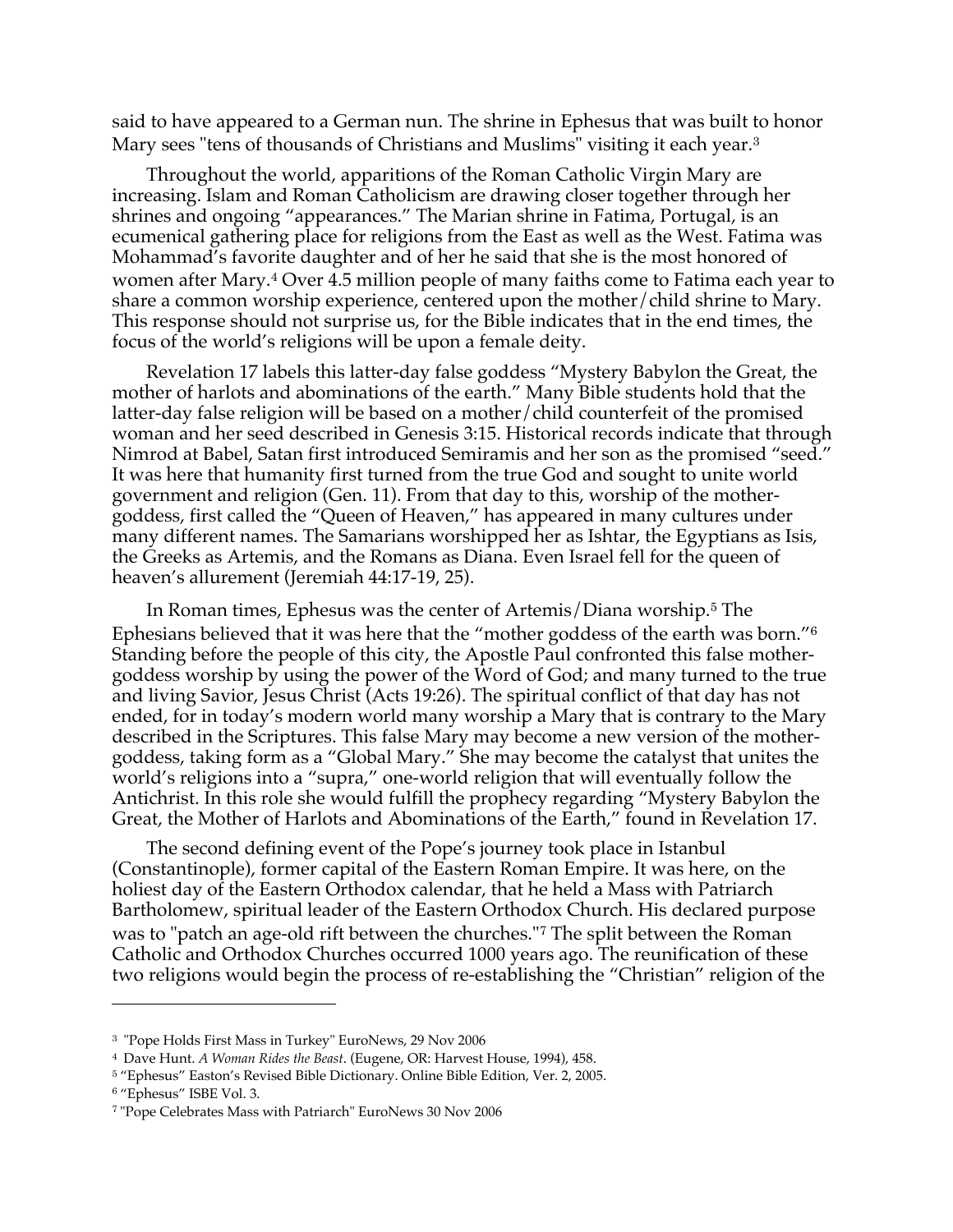said to have appeared to a German nun. The shrine in Ephesus that was built to honor Mary sees "tens of thousands of Christians and Muslims" visiting it each year.[3]

Throughout the world, apparitions of the Roman Catholic Virgin Mary are increasing. Islam and Roman Catholicism are drawing closer together through her shrines and ongoing "appearances." The Marian shrine in Fatima, Portugal, is an ecumenical gathering place for religions from the East as well as the West. Fatima was Mohammad's favorite daughter and of her he said that she is the most honored of women after Mary.[4] Over 4.5 million people of many faiths come to Fatima each year to share a common worship experience, centered upon the mother/child shrine to Mary. This response should not surprise us, for the Bible indicates that in the end times, the focus of the world's religions will be upon a female deity.

Revelation 17 labels this latter-day false goddess "Mystery Babylon the Great, the mother of harlots and abominations of the earth." Many Bible students hold that the latter-day false religion will be based on a mother/child counterfeit of the promised woman and her seed described in Genesis 3:15. Historical records indicate that through Nimrod at Babel, Satan first introduced Semiramis and her son as the promised "seed." It was here that humanity first turned from the true God and sought to unite world government and religion (Gen. 11). From that day to this, worship of the mother-goddess, first called the "Queen of Heaven," has appeared in many cultures under many different names. The Samarians worshipped her as Ishtar, the Egyptians as Isis, the Greeks as Artemis, and the Romans as Diana. Even Israel fell for the queen of heaven's allurement (Jeremiah 44:17-19, 25).

In Roman times, Ephesus was the center of Artemis/Diana worship.[5] The Ephesians believed that it was here that the "mother goddess of the earth was born."[6] Standing before the people of this city, the Apostle Paul confronted this false mother-goddess worship by using the power of the Word of God; and many turned to the true and living Savior, Jesus Christ (Acts 19:26). The spiritual conflict of that day has not ended, for in today's modern world many worship a Mary that is contrary to the Mary described in the Scriptures. This false Mary may become a new version of the mother-goddess, taking form as a "Global Mary." She may become the catalyst that unites the world's religions into a "supra," one-world religion that will eventually follow the Antichrist. In this role she would fulfill the prophecy regarding "Mystery Babylon the Great, the Mother of Harlots and Abominations of the Earth," found in Revelation 17.

The second defining event of the Pope's journey took place in Istanbul (Constantinople), former capital of the Eastern Roman Empire. It was here, on the holiest day of the Eastern Orthodox calendar, that he held a Mass with Patriarch Bartholomew, spiritual leader of the Eastern Orthodox Church. His declared purpose was to "patch an age-old rift between the churches."[7] The split between the Roman Catholic and Orthodox Churches occurred 1000 years ago. The reunification of these two religions would begin the process of re-establishing the "Christian" religion of the

---

[3] "Pope Holds First Mass in Turkey" EuroNews, 29 Nov 2006

[4] Dave Hunt. *A Woman Rides the Beast*. (Eugene, OR: Harvest House, 1994), 458.

[5] "Ephesus" Easton's Revised Bible Dictionary. Online Bible Edition, Ver. 2, 2005.

[6] "Ephesus" ISBE Vol. 3.

[7] "Pope Celebrates Mass with Patriarch" EuroNews 30 Nov 2006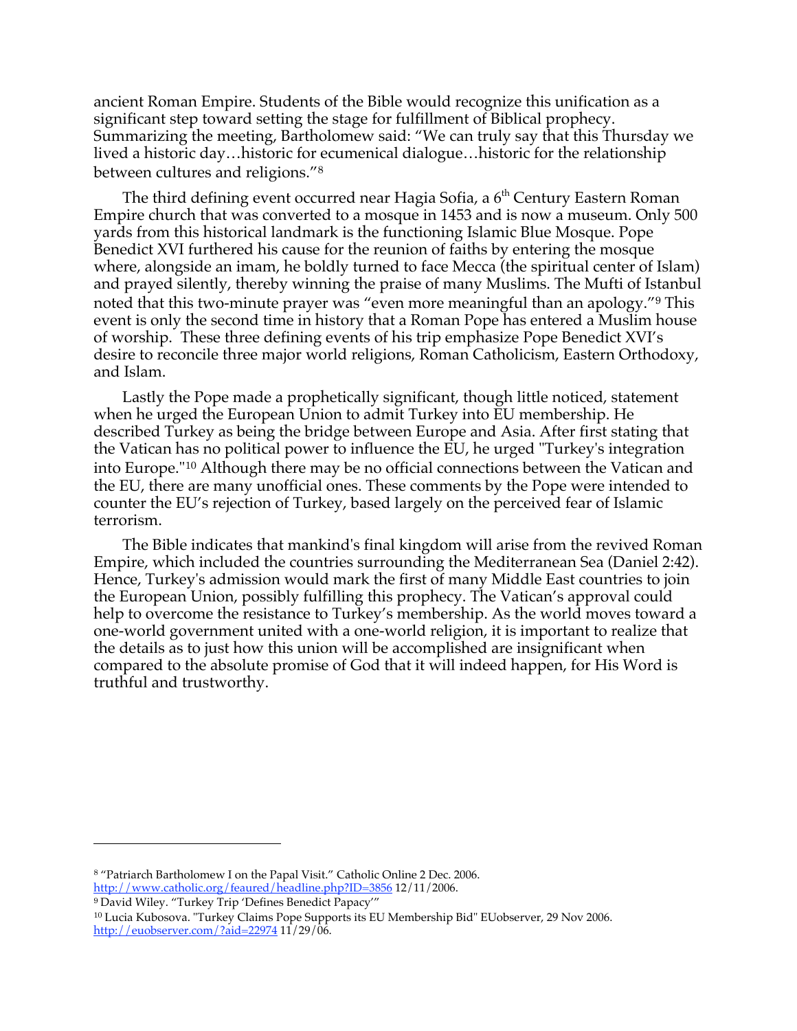ancient Roman Empire. Students of the Bible would recognize this unification as a significant step toward setting the stage for fulfillment of Biblical prophecy. Summarizing the meeting, Bartholomew said: "We can truly say that this Thursday we lived a historic day…historic for ecumenical dialogue…historic for the relationship between cultures and religions."[8]

The third defining event occurred near Hagia Sofia, a 6th Century Eastern Roman Empire church that was converted to a mosque in 1453 and is now a museum. Only 500 yards from this historical landmark is the functioning Islamic Blue Mosque. Pope Benedict XVI furthered his cause for the reunion of faiths by entering the mosque where, alongside an imam, he boldly turned to face Mecca (the spiritual center of Islam) and prayed silently, thereby winning the praise of many Muslims. The Mufti of Istanbul noted that this two-minute prayer was "even more meaningful than an apology."[9] This event is only the second time in history that a Roman Pope has entered a Muslim house of worship. These three defining events of his trip emphasize Pope Benedict XVI's desire to reconcile three major world religions, Roman Catholicism, Eastern Orthodoxy, and Islam.

Lastly the Pope made a prophetically significant, though little noticed, statement when he urged the European Union to admit Turkey into EU membership. He described Turkey as being the bridge between Europe and Asia. After first stating that the Vatican has no political power to influence the EU, he urged "Turkey's integration into Europe."[10] Although there may be no official connections between the Vatican and the EU, there are many unofficial ones. These comments by the Pope were intended to counter the EU's rejection of Turkey, based largely on the perceived fear of Islamic terrorism.

The Bible indicates that mankind's final kingdom will arise from the revived Roman Empire, which included the countries surrounding the Mediterranean Sea (Daniel 2:42). Hence, Turkey's admission would mark the first of many Middle East countries to join the European Union, possibly fulfilling this prophecy. The Vatican's approval could help to overcome the resistance to Turkey's membership. As the world moves toward a one-world government united with a one-world religion, it is important to realize that the details as to just how this union will be accomplished are insignificant when compared to the absolute promise of God that it will indeed happen, for His Word is truthful and trustworthy.

---

[8] "Patriarch Bartholomew I on the Papal Visit." Catholic Online 2 Dec. 2006. http://www.catholic.org/feaured/headline.php?ID=3856 12/11/2006.

[9] David Wiley. "Turkey Trip 'Defines Benedict Papacy'"

[10] Lucia Kubosova. "Turkey Claims Pope Supports its EU Membership Bid" EUobserver, 29 Nov 2006. http://euobserver.com/?aid=22974 11/29/06.